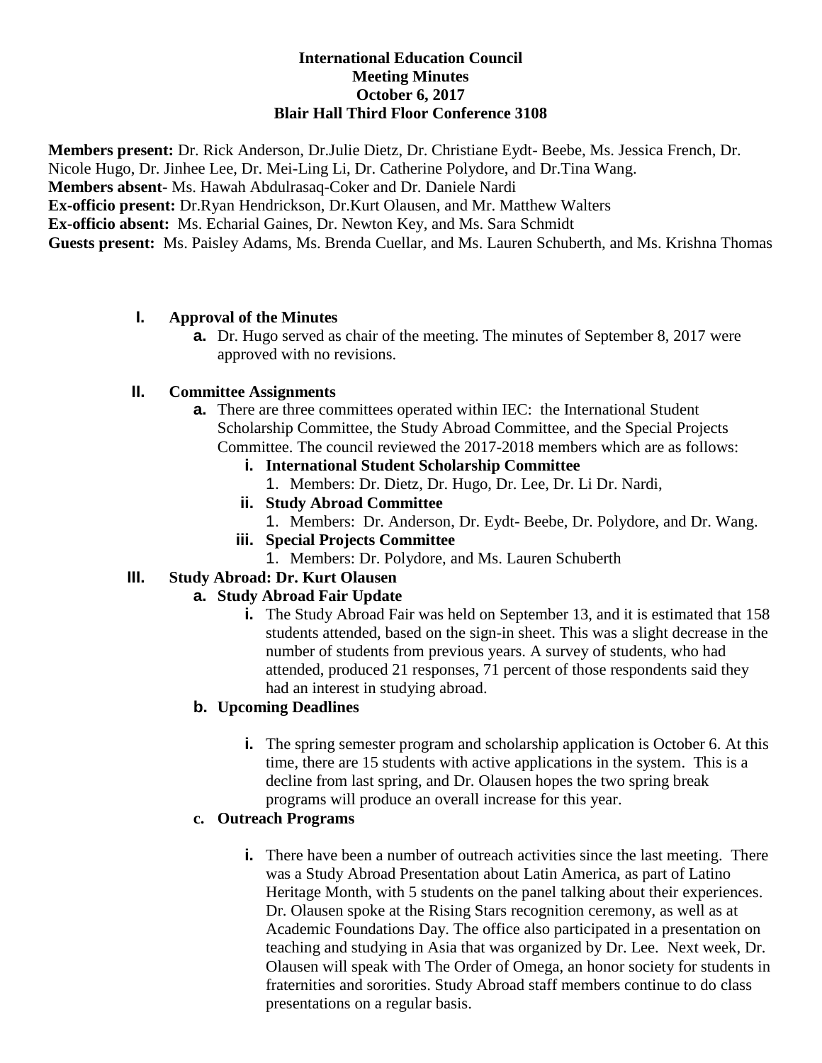**International Education Council**
**Meeting Minutes**
**October 6, 2017**
**Blair Hall Third Floor Conference 3108**

**Members present:** Dr. Rick Anderson, Dr.Julie Dietz, Dr. Christiane Eydt- Beebe, Ms. Jessica French, Dr. Nicole Hugo, Dr. Jinhee Lee, Dr. Mei-Ling Li, Dr. Catherine Polydore, and Dr.Tina Wang.
**Members absent-** Ms. Hawah Abdulrasaq-Coker and Dr. Daniele Nardi
**Ex-officio present:** Dr.Ryan Hendrickson, Dr.Kurt Olausen, and Mr. Matthew Walters
**Ex-officio absent:** Ms. Echarial Gaines, Dr. Newton Key, and Ms. Sara Schmidt
**Guests present:** Ms. Paisley Adams, Ms. Brenda Cuellar, and Ms. Lauren Schuberth, and Ms. Krishna Thomas

I. **Approval of the Minutes**
   a. Dr. Hugo served as chair of the meeting. The minutes of September 8, 2017 were approved with no revisions.

II. **Committee Assignments**
   a. There are three committees operated within IEC: the International Student Scholarship Committee, the Study Abroad Committee, and the Special Projects Committee. The council reviewed the 2017-2018 members which are as follows:
      i. **International Student Scholarship Committee**
         1. Members: Dr. Dietz, Dr. Hugo, Dr. Lee, Dr. Li Dr. Nardi,
      ii. **Study Abroad Committee**
         1. Members: Dr. Anderson, Dr. Eydt- Beebe, Dr. Polydore, and Dr. Wang.
      iii. **Special Projects Committee**
         1. Members: Dr. Polydore, and Ms. Lauren Schuberth

III. **Study Abroad: Dr. Kurt Olausen**
   a. **Study Abroad Fair Update**
      i. The Study Abroad Fair was held on September 13, and it is estimated that 158 students attended, based on the sign-in sheet. This was a slight decrease in the number of students from previous years. A survey of students, who had attended, produced 21 responses, 71 percent of those respondents said they had an interest in studying abroad.
   b. **Upcoming Deadlines**
      i. The spring semester program and scholarship application is October 6. At this time, there are 15 students with active applications in the system. This is a decline from last spring, and Dr. Olausen hopes the two spring break programs will produce an overall increase for this year.
   c. **Outreach Programs**
      i. There have been a number of outreach activities since the last meeting. There was a Study Abroad Presentation about Latin America, as part of Latino Heritage Month, with 5 students on the panel talking about their experiences. Dr. Olausen spoke at the Rising Stars recognition ceremony, as well as at Academic Foundations Day. The office also participated in a presentation on teaching and studying in Asia that was organized by Dr. Lee. Next week, Dr. Olausen will speak with The Order of Omega, an honor society for students in fraternities and sororities. Study Abroad staff members continue to do class presentations on a regular basis.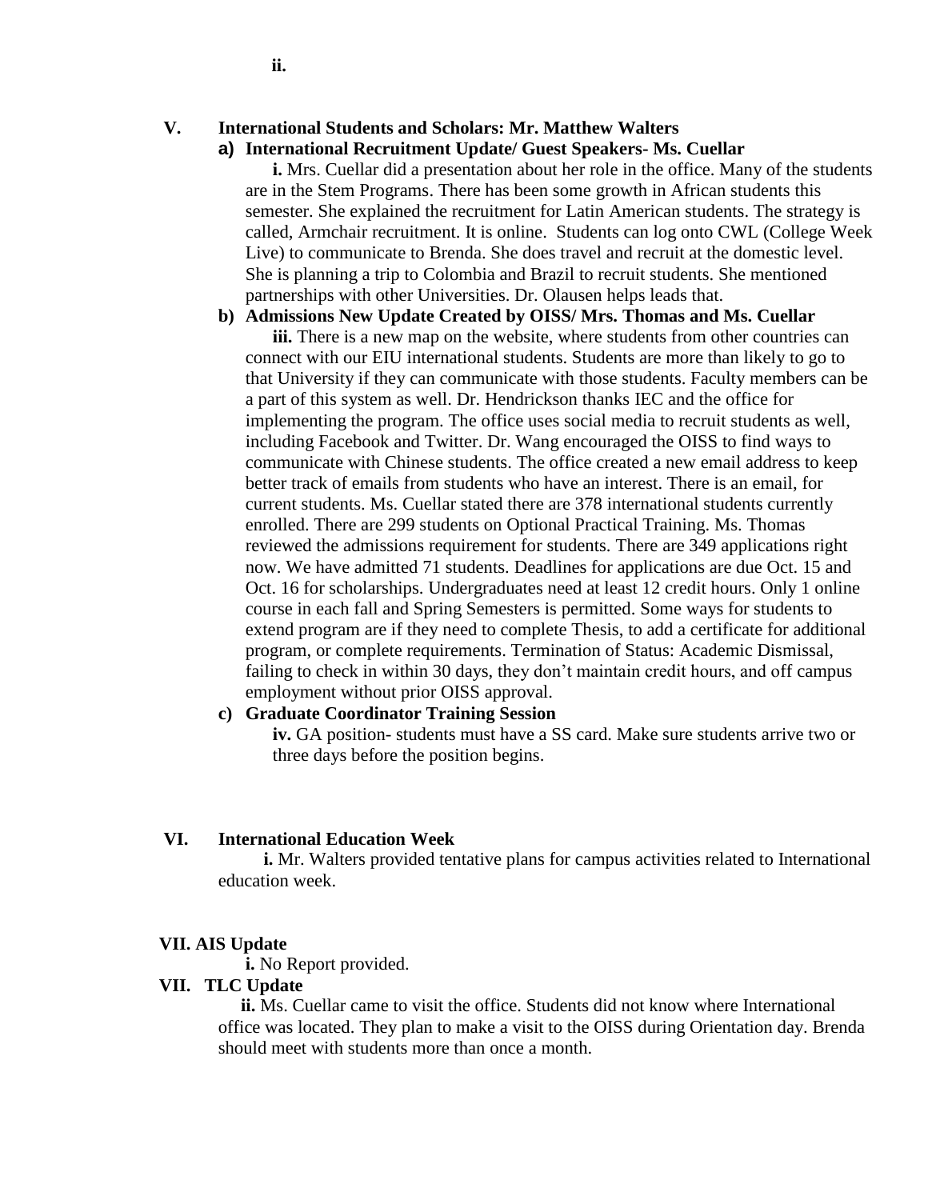**ii.**

**V. International Students and Scholars: Mr. Matthew Walters**

**a) International Recruitment Update/ Guest Speakers- Ms. Cuellar**

**i.** Mrs. Cuellar did a presentation about her role in the office. Many of the students are in the Stem Programs. There has been some growth in African students this semester. She explained the recruitment for Latin American students. The strategy is called, Armchair recruitment. It is online. Students can log onto CWL (College Week Live) to communicate to Brenda. She does travel and recruit at the domestic level. She is planning a trip to Colombia and Brazil to recruit students. She mentioned partnerships with other Universities. Dr. Olausen helps leads that.

**b) Admissions New Update Created by OISS/ Mrs. Thomas and Ms. Cuellar**

**iii.** There is a new map on the website, where students from other countries can connect with our EIU international students. Students are more than likely to go to that University if they can communicate with those students. Faculty members can be a part of this system as well. Dr. Hendrickson thanks IEC and the office for implementing the program. The office uses social media to recruit students as well, including Facebook and Twitter. Dr. Wang encouraged the OISS to find ways to communicate with Chinese students. The office created a new email address to keep better track of emails from students who have an interest. There is an email, for current students. Ms. Cuellar stated there are 378 international students currently enrolled. There are 299 students on Optional Practical Training. Ms. Thomas reviewed the admissions requirement for students. There are 349 applications right now. We have admitted 71 students. Deadlines for applications are due Oct. 15 and Oct. 16 for scholarships. Undergraduates need at least 12 credit hours. Only 1 online course in each fall and Spring Semesters is permitted. Some ways for students to extend program are if they need to complete Thesis, to add a certificate for additional program, or complete requirements. Termination of Status: Academic Dismissal, failing to check in within 30 days, they don't maintain credit hours, and off campus employment without prior OISS approval.

**c) Graduate Coordinator Training Session**

**iv.** GA position- students must have a SS card. Make sure students arrive two or three days before the position begins.

**VI. International Education Week**

**i.** Mr. Walters provided tentative plans for campus activities related to International education week.

**VII. AIS Update**

**i.** No Report provided.

**VII. TLC Update**

**ii.** Ms. Cuellar came to visit the office. Students did not know where International office was located. They plan to make a visit to the OISS during Orientation day. Brenda should meet with students more than once a month.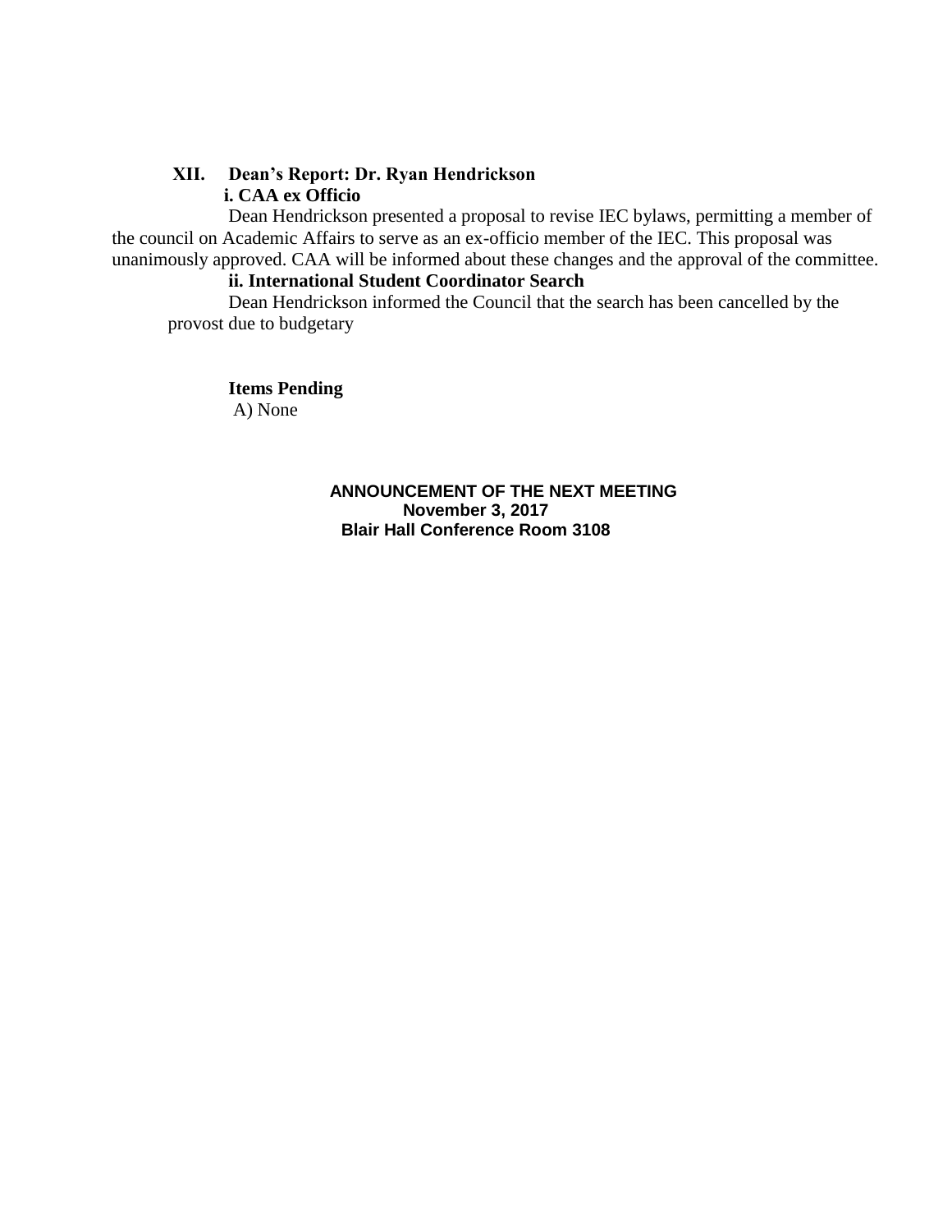## XII. Dean's Report: Dr. Ryan Hendrickson

**i. CAA ex Officio**

Dean Hendrickson presented a proposal to revise IEC bylaws, permitting a member of the council on Academic Affairs to serve as an ex-officio member of the IEC. This proposal was unanimously approved. CAA will be informed about these changes and the approval of the committee.

**ii. International Student Coordinator Search**

Dean Hendrickson informed the Council that the search has been cancelled by the provost due to budgetary

**Items Pending**

A) None

**ANNOUNCEMENT OF THE NEXT MEETING**
**November 3, 2017**
**Blair Hall Conference Room 3108**